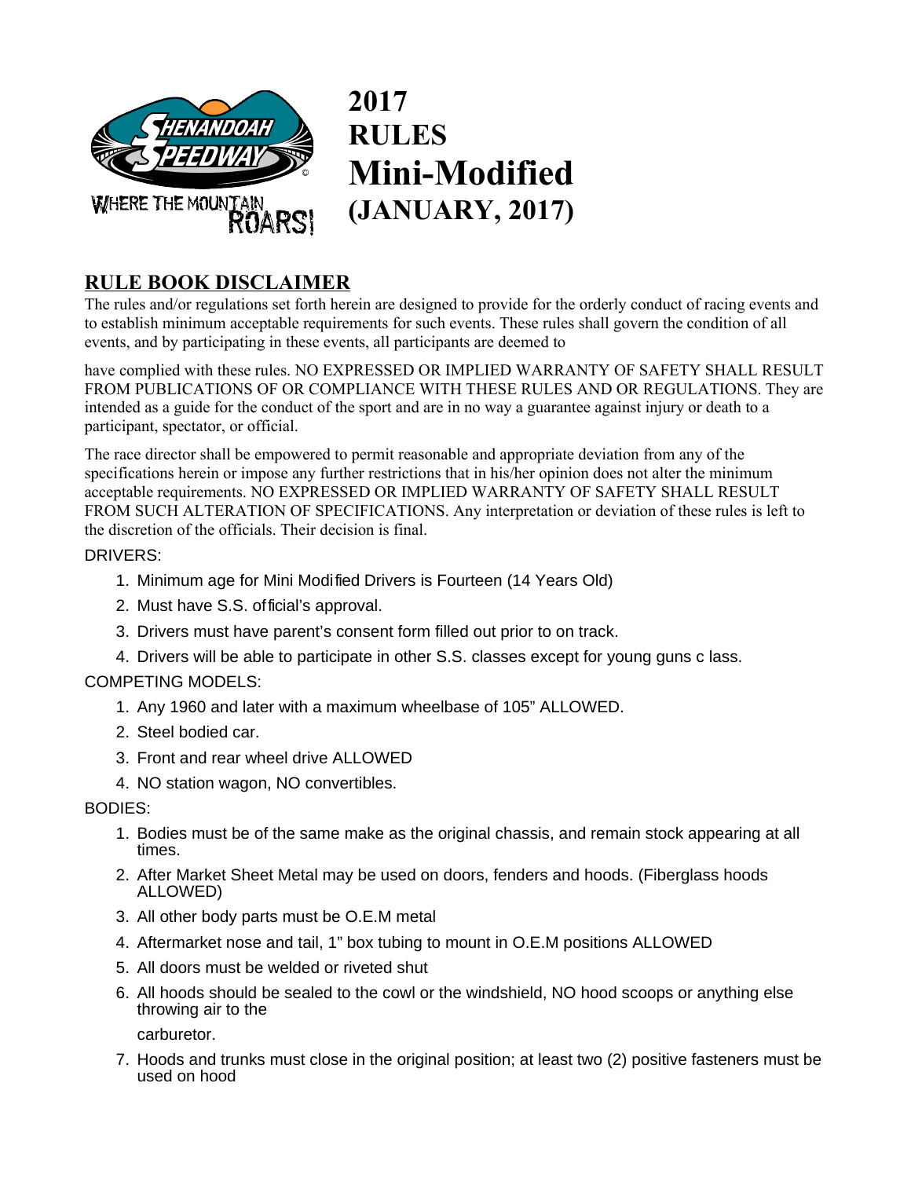# 2017 RULES Mini-Modified (JANUARY, 2017)

## RULE BOOK DISCLAIMER

The rules and/or regulations set forth herein are designed to provide for the orderly conduct of racing events and to establish minimum acceptable requirements for such events. These rules shall govern the condition of all events, and by participating in these events, all participants are deemed to

have complied with these rules. NO EXPRESSED OR IMPLIED WARRANTY OF SAFETY SHALL RESULT FROM PUBLICATIONS OF OR COMPLIANCE WITH THESE RULES AND OR REGULATIONS. They are intended as a guide for the conduct of the sport and are in no way a guarantee against injury or death to a participant, spectator, or official.

The race director shall be empowered to permit reasonable and appropriate deviation from any of the specifications herein or impose any further restrictions that in his/her opinion does not alter the minimum acceptable requirements. NO EXPRESSED OR IMPLIED WARRANTY OF SAFETY SHALL RESULT FROM SUCH ALTERATION OF SPECIFICATIONS. Any interpretation or deviation of these rules is left to the discretion of the officials. Their decision is final.

DRIVERS:

1. Minimum age for Mini Modified Drivers is Fourteen (14 Years Old)
2. Must have S.S. official's approval.
3. Drivers must have parent's consent form filled out prior to on track.
4. Drivers will be able to participate in other S.S. classes except for young guns c lass.

COMPETING MODELS:

1. Any 1960 and later with a maximum wheelbase of 105" ALLOWED.
2. Steel bodied car.
3. Front and rear wheel drive ALLOWED
4. NO station wagon, NO convertibles.

BODIES:

1. Bodies must be of the same make as the original chassis, and remain stock appearing at all times.
2. After Market Sheet Metal may be used on doors, fenders and hoods. (Fiberglass hoods ALLOWED)
3. All other body parts must be O.E.M metal
4. Aftermarket nose and tail, 1" box tubing to mount in O.E.M positions ALLOWED
5. All doors must be welded or riveted shut
6. All hoods should be sealed to the cowl or the windshield, NO hood scoops or anything else throwing air to the

   carburetor.
7. Hoods and trunks must close in the original position; at least two (2) positive fasteners must be used on hood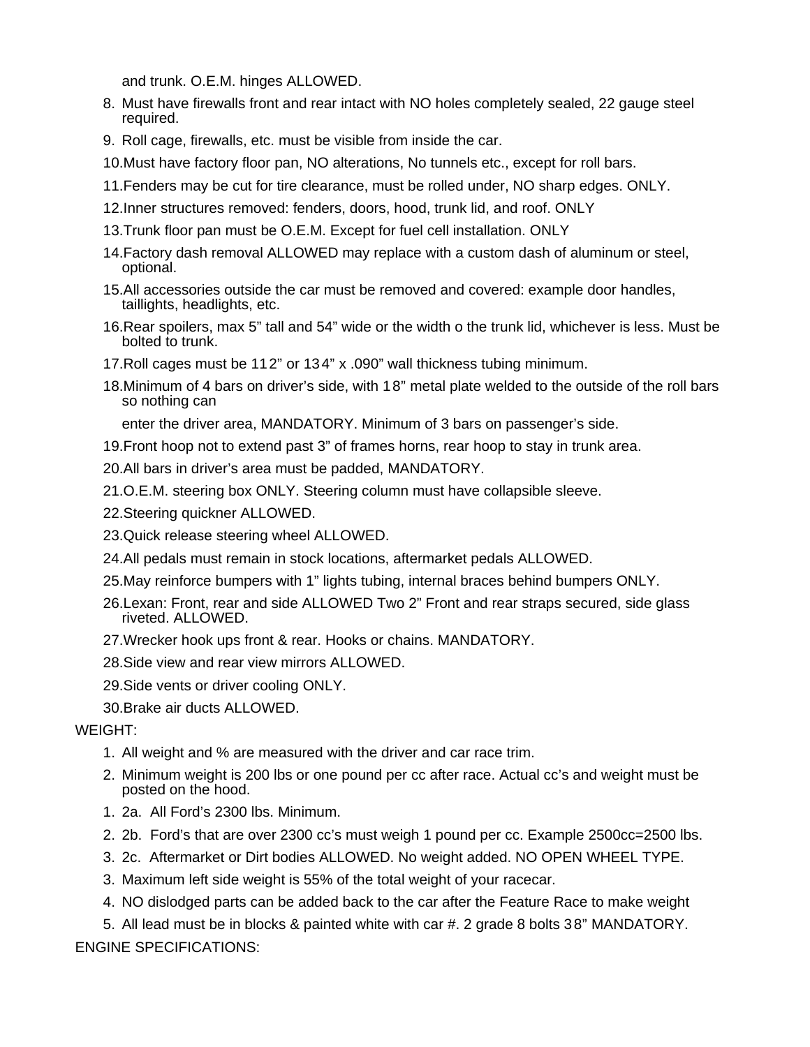and trunk. O.E.M. hinges ALLOWED.

8. Must have firewalls front and rear intact with NO holes completely sealed, 22 gauge steel required.
9. Roll cage, firewalls, etc. must be visible from inside the car.
10. Must have factory floor pan, NO alterations, No tunnels etc., except for roll bars.
11. Fenders may be cut for tire clearance, must be rolled under, NO sharp edges. ONLY.
12. Inner structures removed: fenders, doors, hood, trunk lid, and roof. ONLY
13. Trunk floor pan must be O.E.M. Except for fuel cell installation. ONLY
14. Factory dash removal ALLOWED may replace with a custom dash of aluminum or steel, optional.
15. All accessories outside the car must be removed and covered: example door handles, taillights, headlights, etc.
16. Rear spoilers, max 5" tall and 54" wide or the width o the trunk lid, whichever is less. Must be bolted to trunk.
17. Roll cages must be 11 2" or 13 4" x .090" wall thickness tubing minimum.
18. Minimum of 4 bars on driver's side, with 1 8" metal plate welded to the outside of the roll bars so nothing can

    enter the driver area, MANDATORY. Minimum of 3 bars on passenger's side.
19. Front hoop not to extend past 3" of frames horns, rear hoop to stay in trunk area.
20. All bars in driver's area must be padded, MANDATORY.
21. O.E.M. steering box ONLY. Steering column must have collapsible sleeve.
22. Steering quickner ALLOWED.
23. Quick release steering wheel ALLOWED.
24. All pedals must remain in stock locations, aftermarket pedals ALLOWED.
25. May reinforce bumpers with 1" lights tubing, internal braces behind bumpers ONLY.
26. Lexan: Front, rear and side ALLOWED Two 2" Front and rear straps secured, side glass riveted. ALLOWED.
27. Wrecker hook ups front & rear. Hooks or chains. MANDATORY.
28. Side view and rear view mirrors ALLOWED.
29. Side vents or driver cooling ONLY.
30. Brake air ducts ALLOWED.

WEIGHT:

1. All weight and % are measured with the driver and car race trim.
2. Minimum weight is 200 lbs or one pound per cc after race. Actual cc's and weight must be posted on the hood.
    1. 2a. All Ford's 2300 lbs. Minimum.
    2. 2b. Ford's that are over 2300 cc's must weigh 1 pound per cc. Example 2500cc=2500 lbs.
    3. 2c. Aftermarket or Dirt bodies ALLOWED. No weight added. NO OPEN WHEEL TYPE.
3. Maximum left side weight is 55% of the total weight of your racecar.
4. NO dislodged parts can be added back to the car after the Feature Race to make weight
5. All lead must be in blocks & painted white with car #. 2 grade 8 bolts 3 8" MANDATORY.

ENGINE SPECIFICATIONS: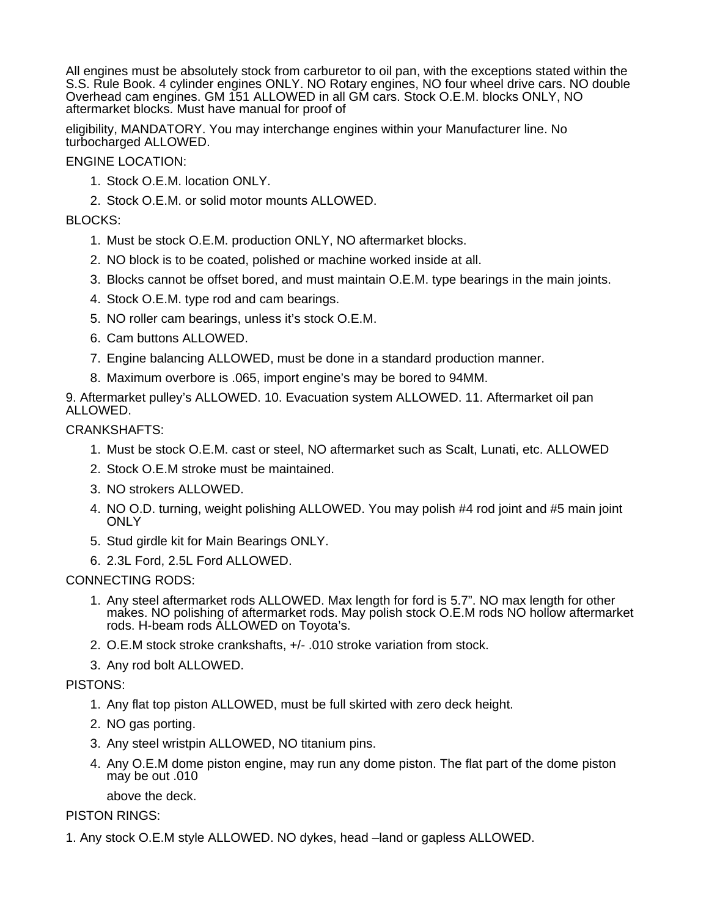All engines must be absolutely stock from carburetor to oil pan, with the exceptions stated within the S.S. Rule Book. 4 cylinder engines ONLY. NO Rotary engines, NO four wheel drive cars. NO double Overhead cam engines. GM 151 ALLOWED in all GM cars. Stock O.E.M. blocks ONLY, NO aftermarket blocks. Must have manual for proof of

eligibility, MANDATORY. You may interchange engines within your Manufacturer line. No turbocharged ALLOWED.

ENGINE LOCATION:

1. Stock O.E.M. location ONLY.
2. Stock O.E.M. or solid motor mounts ALLOWED.

BLOCKS:

1. Must be stock O.E.M. production ONLY, NO aftermarket blocks.
2. NO block is to be coated, polished or machine worked inside at all.
3. Blocks cannot be offset bored, and must maintain O.E.M. type bearings in the main joints.
4. Stock O.E.M. type rod and cam bearings.
5. NO roller cam bearings, unless it's stock O.E.M.
6. Cam buttons ALLOWED.
7. Engine balancing ALLOWED, must be done in a standard production manner.
8. Maximum overbore is .065, import engine's may be bored to 94MM.

9. Aftermarket pulley's ALLOWED. 10. Evacuation system ALLOWED. 11. Aftermarket oil pan ALLOWED.

CRANKSHAFTS:

1. Must be stock O.E.M. cast or steel, NO aftermarket such as Scalt, Lunati, etc. ALLOWED
2. Stock O.E.M stroke must be maintained.
3. NO strokers ALLOWED.
4. NO O.D. turning, weight polishing ALLOWED. You may polish #4 rod joint and #5 main joint ONLY
5. Stud girdle kit for Main Bearings ONLY.
6. 2.3L Ford, 2.5L Ford ALLOWED.

CONNECTING RODS:

1. Any steel aftermarket rods ALLOWED. Max length for ford is 5.7". NO max length for other makes. NO polishing of aftermarket rods. May polish stock O.E.M rods NO hollow aftermarket rods. H-beam rods ALLOWED on Toyota's.
2. O.E.M stock stroke crankshafts, +/- .010 stroke variation from stock.
3. Any rod bolt ALLOWED.

PISTONS:

1. Any flat top piston ALLOWED, must be full skirted with zero deck height.
2. NO gas porting.
3. Any steel wristpin ALLOWED, NO titanium pins.
4. Any O.E.M dome piston engine, may run any dome piston. The flat part of the dome piston may be out .010

   above the deck.

PISTON RINGS:

1. Any stock O.E.M style ALLOWED. NO dykes, head –land or gapless ALLOWED.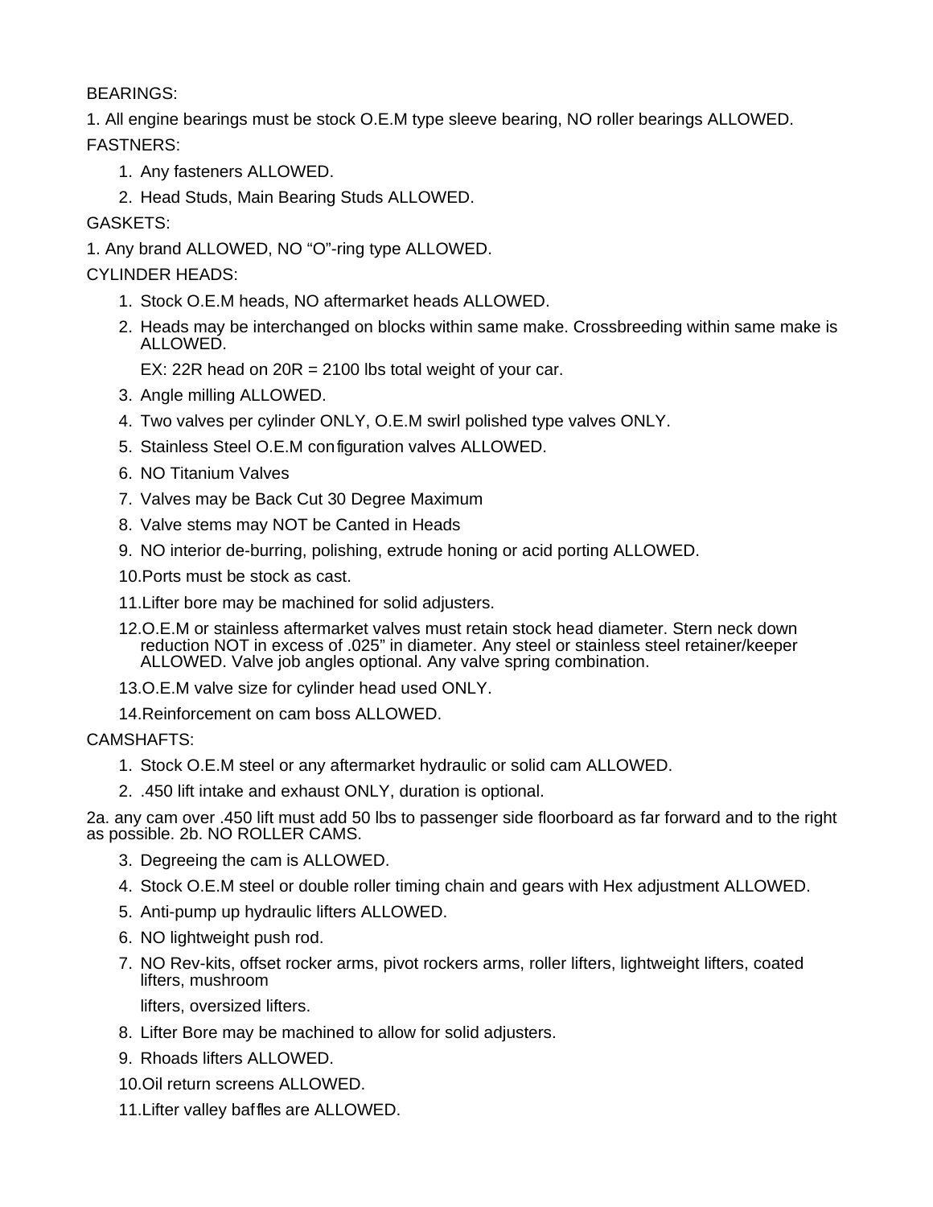BEARINGS:

1. All engine bearings must be stock O.E.M type sleeve bearing, NO roller bearings ALLOWED.

FASTNERS:

1. Any fasteners ALLOWED.
2. Head Studs, Main Bearing Studs ALLOWED.

GASKETS:

1. Any brand ALLOWED, NO “O”-ring type ALLOWED.

CYLINDER HEADS:

1. Stock O.E.M heads, NO aftermarket heads ALLOWED.
2. Heads may be interchanged on blocks within same make. Crossbreeding within same make is ALLOWED.

   EX: 22R head on 20R = 2100 lbs total weight of your car.
3. Angle milling ALLOWED.
4. Two valves per cylinder ONLY, O.E.M swirl polished type valves ONLY.
5. Stainless Steel O.E.M configuration valves ALLOWED.
6. NO Titanium Valves
7. Valves may be Back Cut 30 Degree Maximum
8. Valve stems may NOT be Canted in Heads
9. NO interior de-burring, polishing, extrude honing or acid porting ALLOWED.
10. Ports must be stock as cast.
11. Lifter bore may be machined for solid adjusters.
12. O.E.M or stainless aftermarket valves must retain stock head diameter. Stern neck down reduction NOT in excess of .025” in diameter. Any steel or stainless steel retainer/keeper ALLOWED. Valve job angles optional. Any valve spring combination.
13. O.E.M valve size for cylinder head used ONLY.
14. Reinforcement on cam boss ALLOWED.

CAMSHAFTS:

1. Stock O.E.M steel or any aftermarket hydraulic or solid cam ALLOWED.
2. .450 lift intake and exhaust ONLY, duration is optional.

2a. any cam over .450 lift must add 50 lbs to passenger side floorboard as far forward and to the right as possible. 2b. NO ROLLER CAMS.

3. Degreeing the cam is ALLOWED.
4. Stock O.E.M steel or double roller timing chain and gears with Hex adjustment ALLOWED.
5. Anti-pump up hydraulic lifters ALLOWED.
6. NO lightweight push rod.
7. NO Rev-kits, offset rocker arms, pivot rockers arms, roller lifters, lightweight lifters, coated lifters, mushroom

   lifters, oversized lifters.
8. Lifter Bore may be machined to allow for solid adjusters.
9. Rhoads lifters ALLOWED.
10. Oil return screens ALLOWED.
11. Lifter valley baffles are ALLOWED.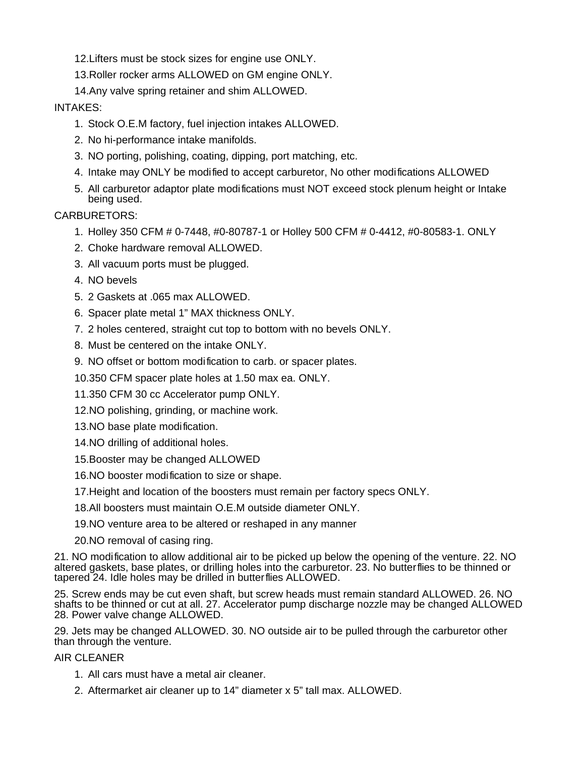12. Lifters must be stock sizes for engine use ONLY.
13. Roller rocker arms ALLOWED on GM engine ONLY.
14. Any valve spring retainer and shim ALLOWED.

INTAKES:

1. Stock O.E.M factory, fuel injection intakes ALLOWED.
2. No hi-performance intake manifolds.
3. NO porting, polishing, coating, dipping, port matching, etc.
4. Intake may ONLY be modified to accept carburetor, No other modifications ALLOWED
5. All carburetor adaptor plate modifications must NOT exceed stock plenum height or Intake being used.

CARBURETORS:

1. Holley 350 CFM # 0-7448, #0-80787-1 or Holley 500 CFM # 0-4412, #0-80583-1. ONLY
2. Choke hardware removal ALLOWED.
3. All vacuum ports must be plugged.
4. NO bevels
5. 2 Gaskets at .065 max ALLOWED.
6. Spacer plate metal 1" MAX thickness ONLY.
7. 2 holes centered, straight cut top to bottom with no bevels ONLY.
8. Must be centered on the intake ONLY.
9. NO offset or bottom modification to carb. or spacer plates.
10. 350 CFM spacer plate holes at 1.50 max ea. ONLY.
11. 350 CFM 30 cc Accelerator pump ONLY.
12. NO polishing, grinding, or machine work.
13. NO base plate modification.
14. NO drilling of additional holes.
15. Booster may be changed ALLOWED
16. NO booster modification to size or shape.
17. Height and location of the boosters must remain per factory specs ONLY.
18. All boosters must maintain O.E.M outside diameter ONLY.
19. NO venture area to be altered or reshaped in any manner
20. NO removal of casing ring.

21. NO modification to allow additional air to be picked up below the opening of the venture. 22. NO altered gaskets, base plates, or drilling holes into the carburetor. 23. No butterflies to be thinned or tapered 24. Idle holes may be drilled in butterflies ALLOWED.

25. Screw ends may be cut even shaft, but screw heads must remain standard ALLOWED. 26. NO shafts to be thinned or cut at all. 27. Accelerator pump discharge nozzle may be changed ALLOWED 28. Power valve change ALLOWED.

29. Jets may be changed ALLOWED. 30. NO outside air to be pulled through the carburetor other than through the venture.

AIR CLEANER

1. All cars must have a metal air cleaner.
2. Aftermarket air cleaner up to 14" diameter x 5" tall max. ALLOWED.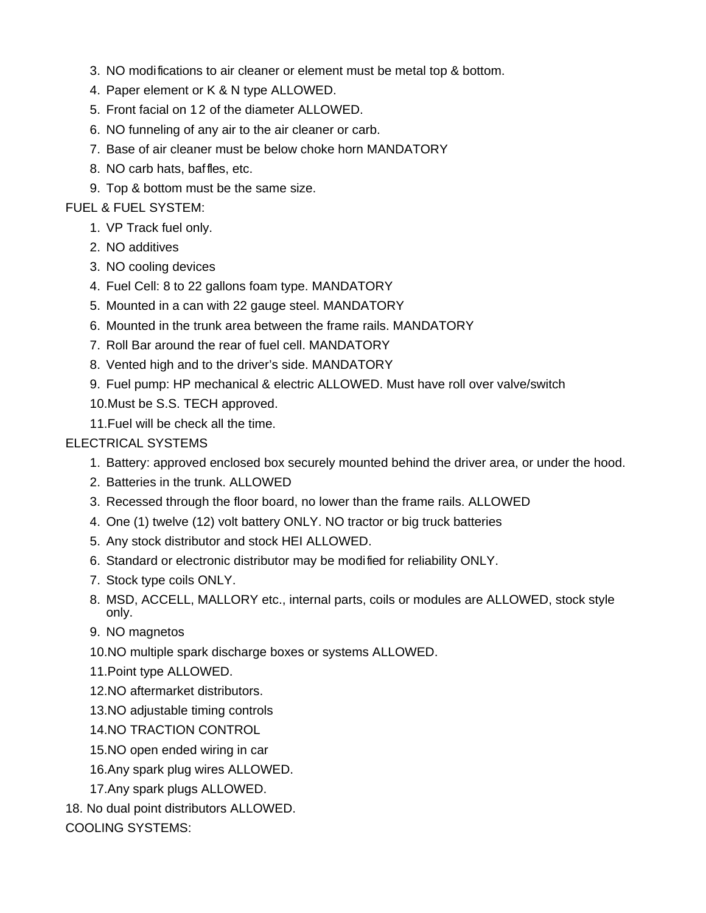3. NO modifications to air cleaner or element must be metal top & bottom.
4. Paper element or K & N type ALLOWED.
5. Front facial on 12 of the diameter ALLOWED.
6. NO funneling of any air to the air cleaner or carb.
7. Base of air cleaner must be below choke horn MANDATORY
8. NO carb hats, baffles, etc.
9. Top & bottom must be the same size.

FUEL & FUEL SYSTEM:

1. VP Track fuel only.
2. NO additives
3. NO cooling devices
4. Fuel Cell: 8 to 22 gallons foam type. MANDATORY
5. Mounted in a can with 22 gauge steel. MANDATORY
6. Mounted in the trunk area between the frame rails. MANDATORY
7. Roll Bar around the rear of fuel cell. MANDATORY
8. Vented high and to the driver's side. MANDATORY
9. Fuel pump: HP mechanical & electric ALLOWED. Must have roll over valve/switch
10. Must be S.S. TECH approved.
11. Fuel will be check all the time.

ELECTRICAL SYSTEMS

1. Battery: approved enclosed box securely mounted behind the driver area, or under the hood.
2. Batteries in the trunk. ALLOWED
3. Recessed through the floor board, no lower than the frame rails. ALLOWED
4. One (1) twelve (12) volt battery ONLY. NO tractor or big truck batteries
5. Any stock distributor and stock HEI ALLOWED.
6. Standard or electronic distributor may be modified for reliability ONLY.
7. Stock type coils ONLY.
8. MSD, ACCELL, MALLORY etc., internal parts, coils or modules are ALLOWED, stock style only.
9. NO magnetos
10. NO multiple spark discharge boxes or systems ALLOWED.
11. Point type ALLOWED.
12. NO aftermarket distributors.
13. NO adjustable timing controls
14. NO TRACTION CONTROL
15. NO open ended wiring in car
16. Any spark plug wires ALLOWED.
17. Any spark plugs ALLOWED.

18. No dual point distributors ALLOWED.

COOLING SYSTEMS: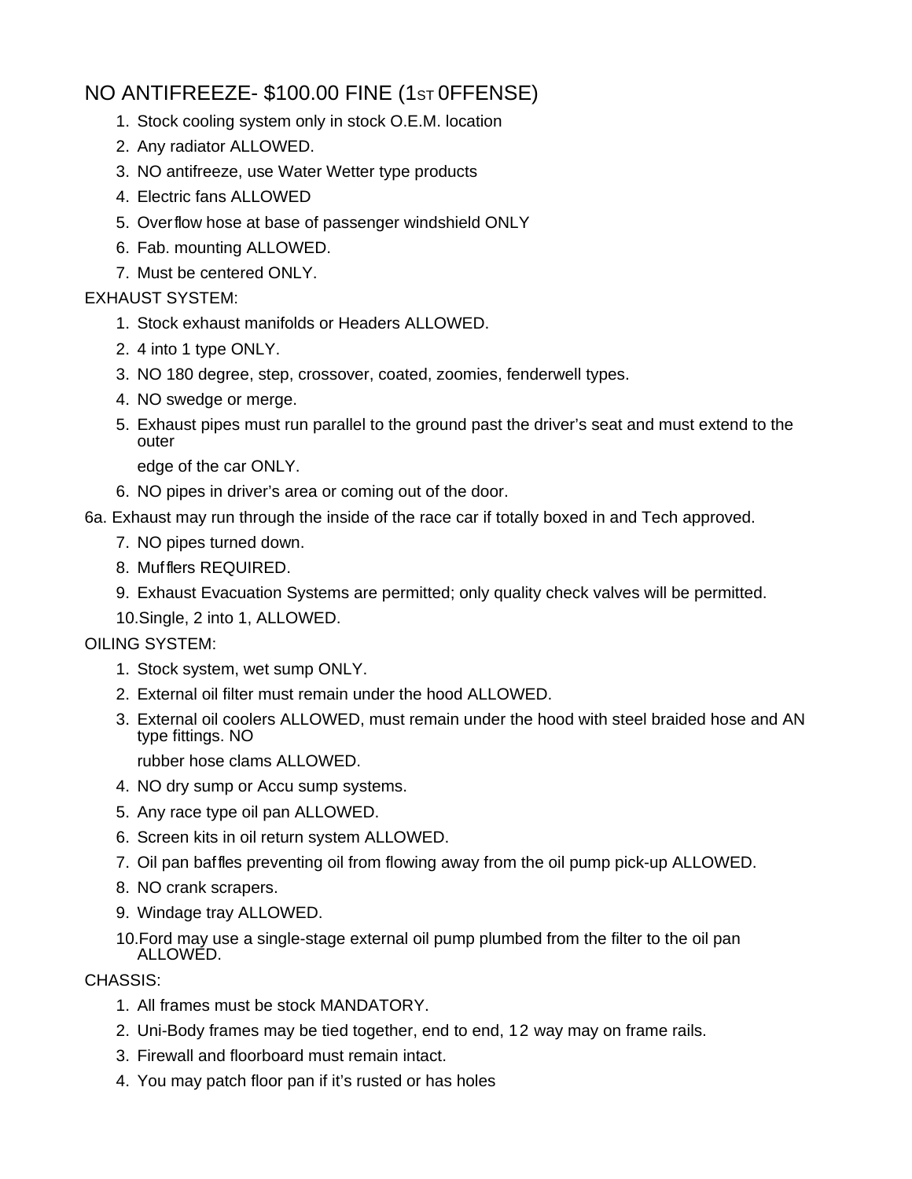NO ANTIFREEZE- $100.00 FINE (1ST 0FFENSE)

1. Stock cooling system only in stock O.E.M. location
2. Any radiator ALLOWED.
3. NO antifreeze, use Water Wetter type products
4. Electric fans ALLOWED
5. Overflow hose at base of passenger windshield ONLY
6. Fab. mounting ALLOWED.
7. Must be centered ONLY.

EXHAUST SYSTEM:

1. Stock exhaust manifolds or Headers ALLOWED.
2. 4 into 1 type ONLY.
3. NO 180 degree, step, crossover, coated, zoomies, fenderwell types.
4. NO swedge or merge.
5. Exhaust pipes must run parallel to the ground past the driver's seat and must extend to the outer

   edge of the car ONLY.
6. NO pipes in driver's area or coming out of the door.

6a. Exhaust may run through the inside of the race car if totally boxed in and Tech approved.

7. NO pipes turned down.
8. Mufflers REQUIRED.
9. Exhaust Evacuation Systems are permitted; only quality check valves will be permitted.
10. Single, 2 into 1, ALLOWED.

OILING SYSTEM:

1. Stock system, wet sump ONLY.
2. External oil filter must remain under the hood ALLOWED.
3. External oil coolers ALLOWED, must remain under the hood with steel braided hose and AN type fittings. NO

   rubber hose clams ALLOWED.
4. NO dry sump or Accu sump systems.
5. Any race type oil pan ALLOWED.
6. Screen kits in oil return system ALLOWED.
7. Oil pan baffles preventing oil from flowing away from the oil pump pick-up ALLOWED.
8. NO crank scrapers.
9. Windage tray ALLOWED.
10. Ford may use a single-stage external oil pump plumbed from the filter to the oil pan ALLOWED.

CHASSIS:

1. All frames must be stock MANDATORY.
2. Uni-Body frames may be tied together, end to end, 1 2 way may on frame rails.
3. Firewall and floorboard must remain intact.
4. You may patch floor pan if it's rusted or has holes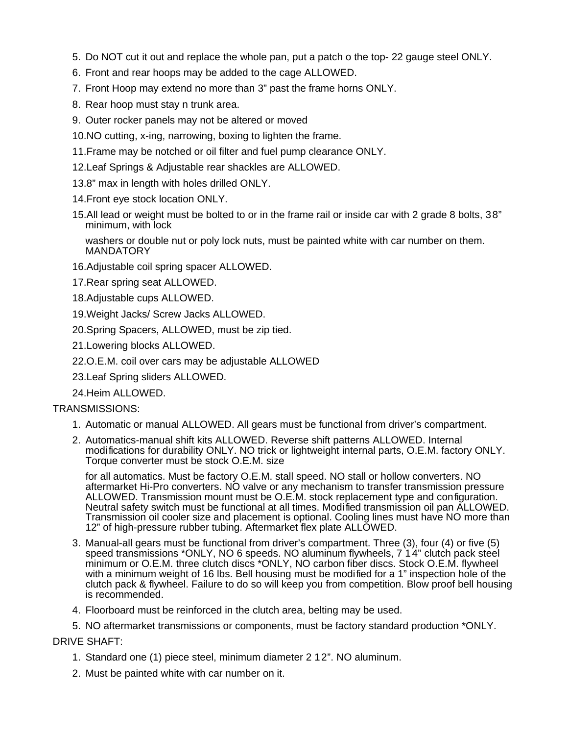5. Do NOT cut it out and replace the whole pan, put a patch o the top- 22 gauge steel ONLY.
6. Front and rear hoops may be added to the cage ALLOWED.
7. Front Hoop may extend no more than 3" past the frame horns ONLY.
8. Rear hoop must stay n trunk area.
9. Outer rocker panels may not be altered or moved
10. NO cutting, x-ing, narrowing, boxing to lighten the frame.
11. Frame may be notched or oil filter and fuel pump clearance ONLY.
12. Leaf Springs & Adjustable rear shackles are ALLOWED.
13. 8" max in length with holes drilled ONLY.
14. Front eye stock location ONLY.
15. All lead or weight must be bolted to or in the frame rail or inside car with 2 grade 8 bolts, 38" minimum, with lock

    washers or double nut or poly lock nuts, must be painted white with car number on them. MANDATORY
16. Adjustable coil spring spacer ALLOWED.
17. Rear spring seat ALLOWED.
18. Adjustable cups ALLOWED.
19. Weight Jacks/ Screw Jacks ALLOWED.
20. Spring Spacers, ALLOWED, must be zip tied.
21. Lowering blocks ALLOWED.
22. O.E.M. coil over cars may be adjustable ALLOWED
23. Leaf Spring sliders ALLOWED.
24. Heim ALLOWED.

TRANSMISSIONS:

1. Automatic or manual ALLOWED. All gears must be functional from driver's compartment.
2. Automatics-manual shift kits ALLOWED. Reverse shift patterns ALLOWED. Internal modifications for durability ONLY. NO trick or lightweight internal parts, O.E.M. factory ONLY. Torque converter must be stock O.E.M. size

   for all automatics. Must be factory O.E.M. stall speed. NO stall or hollow converters. NO aftermarket Hi-Pro converters. NO valve or any mechanism to transfer transmission pressure ALLOWED. Transmission mount must be O.E.M. stock replacement type and configuration. Neutral safety switch must be functional at all times. Modified transmission oil pan ALLOWED. Transmission oil cooler size and placement is optional. Cooling lines must have NO more than 12" of high-pressure rubber tubing. Aftermarket flex plate ALLOWED.
3. Manual-all gears must be functional from driver's compartment. Three (3), four (4) or five (5) speed transmissions *ONLY, NO 6 speeds. NO aluminum flywheels, 7 1 4" clutch pack steel minimum or O.E.M. three clutch discs *ONLY, NO carbon fiber discs. Stock O.E.M. flywheel with a minimum weight of 16 lbs. Bell housing must be modified for a 1" inspection hole of the clutch pack & flywheel. Failure to do so will keep you from competition. Blow proof bell housing is recommended.
4. Floorboard must be reinforced in the clutch area, belting may be used.
5. NO aftermarket transmissions or components, must be factory standard production *ONLY.

DRIVE SHAFT:

1. Standard one (1) piece steel, minimum diameter 2 1 2". NO aluminum.
2. Must be painted white with car number on it.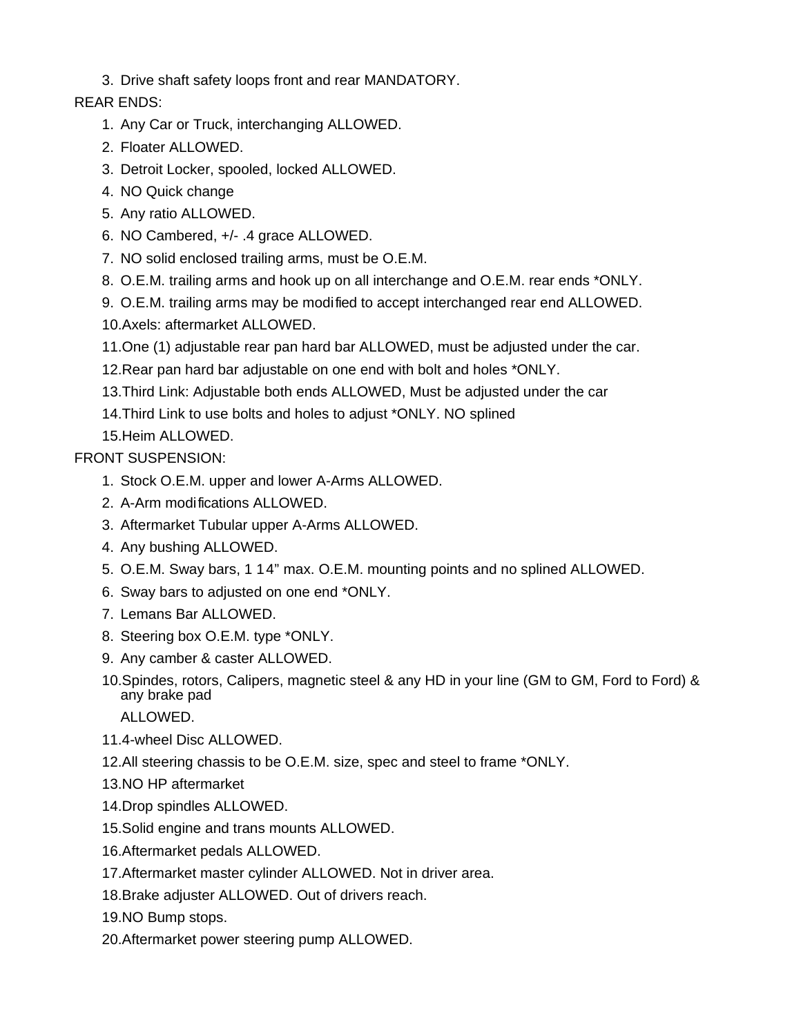3. Drive shaft safety loops front and rear MANDATORY.

REAR ENDS:

1. Any Car or Truck, interchanging ALLOWED.
2. Floater ALLOWED.
3. Detroit Locker, spooled, locked ALLOWED.
4. NO Quick change
5. Any ratio ALLOWED.
6. NO Cambered, +/- .4 grace ALLOWED.
7. NO solid enclosed trailing arms, must be O.E.M.
8. O.E.M. trailing arms and hook up on all interchange and O.E.M. rear ends *ONLY.
9. O.E.M. trailing arms may be modified to accept interchanged rear end ALLOWED.
10. Axels: aftermarket ALLOWED.
11. One (1) adjustable rear pan hard bar ALLOWED, must be adjusted under the car.
12. Rear pan hard bar adjustable on one end with bolt and holes *ONLY.
13. Third Link: Adjustable both ends ALLOWED, Must be adjusted under the car
14. Third Link to use bolts and holes to adjust *ONLY. NO splined
15. Heim ALLOWED.

FRONT SUSPENSION:

1. Stock O.E.M. upper and lower A-Arms ALLOWED.
2. A-Arm modifications ALLOWED.
3. Aftermarket Tubular upper A-Arms ALLOWED.
4. Any bushing ALLOWED.
5. O.E.M. Sway bars, 1 14" max. O.E.M. mounting points and no splined ALLOWED.
6. Sway bars to adjusted on one end *ONLY.
7. Lemans Bar ALLOWED.
8. Steering box O.E.M. type *ONLY.
9. Any camber & caster ALLOWED.
10. Spindes, rotors, Calipers, magnetic steel & any HD in your line (GM to GM, Ford to Ford) & any brake pad ALLOWED.
11. 4-wheel Disc ALLOWED.
12. All steering chassis to be O.E.M. size, spec and steel to frame *ONLY.
13. NO HP aftermarket
14. Drop spindles ALLOWED.
15. Solid engine and trans mounts ALLOWED.
16. Aftermarket pedals ALLOWED.
17. Aftermarket master cylinder ALLOWED. Not in driver area.
18. Brake adjuster ALLOWED. Out of drivers reach.
19. NO Bump stops.
20. Aftermarket power steering pump ALLOWED.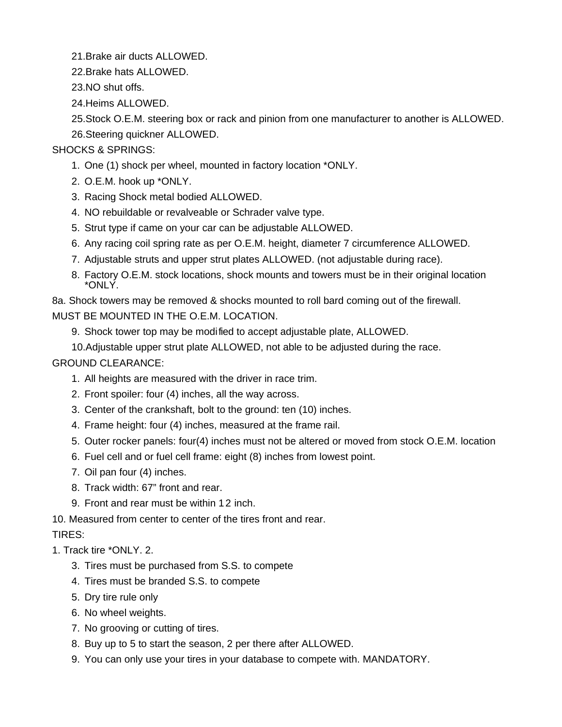21. Brake air ducts ALLOWED.
22. Brake hats ALLOWED.
23. NO shut offs.
24. Heims ALLOWED.
25. Stock O.E.M. steering box or rack and pinion from one manufacturer to another is ALLOWED.
26. Steering quickner ALLOWED.

SHOCKS & SPRINGS:

1. One (1) shock per wheel, mounted in factory location *ONLY.
2. O.E.M. hook up *ONLY.
3. Racing Shock metal bodied ALLOWED.
4. NO rebuildable or revalveable or Schrader valve type.
5. Strut type if came on your car can be adjustable ALLOWED.
6. Any racing coil spring rate as per O.E.M. height, diameter 7 circumference ALLOWED.
7. Adjustable struts and upper strut plates ALLOWED. (not adjustable during race).
8. Factory O.E.M. stock locations, shock mounts and towers must be in their original location *ONLY.

8a. Shock towers may be removed & shocks mounted to roll bard coming out of the firewall.

MUST BE MOUNTED IN THE O.E.M. LOCATION.

9. Shock tower top may be modified to accept adjustable plate, ALLOWED.
10. Adjustable upper strut plate ALLOWED, not able to be adjusted during the race.

GROUND CLEARANCE:

1. All heights are measured with the driver in race trim.
2. Front spoiler: four (4) inches, all the way across.
3. Center of the crankshaft, bolt to the ground: ten (10) inches.
4. Frame height: four (4) inches, measured at the frame rail.
5. Outer rocker panels: four(4) inches must not be altered or moved from stock O.E.M. location
6. Fuel cell and or fuel cell frame: eight (8) inches from lowest point.
7. Oil pan four (4) inches.
8. Track width: 67” front and rear.
9. Front and rear must be within 1 2 inch.

10. Measured from center to center of the tires front and rear.

TIRES:

1. Track tire *ONLY. 2.

3. Tires must be purchased from S.S. to compete
4. Tires must be branded S.S. to compete
5. Dry tire rule only
6. No wheel weights.
7. No grooving or cutting of tires.
8. Buy up to 5 to start the season, 2 per there after ALLOWED.
9. You can only use your tires in your database to compete with. MANDATORY.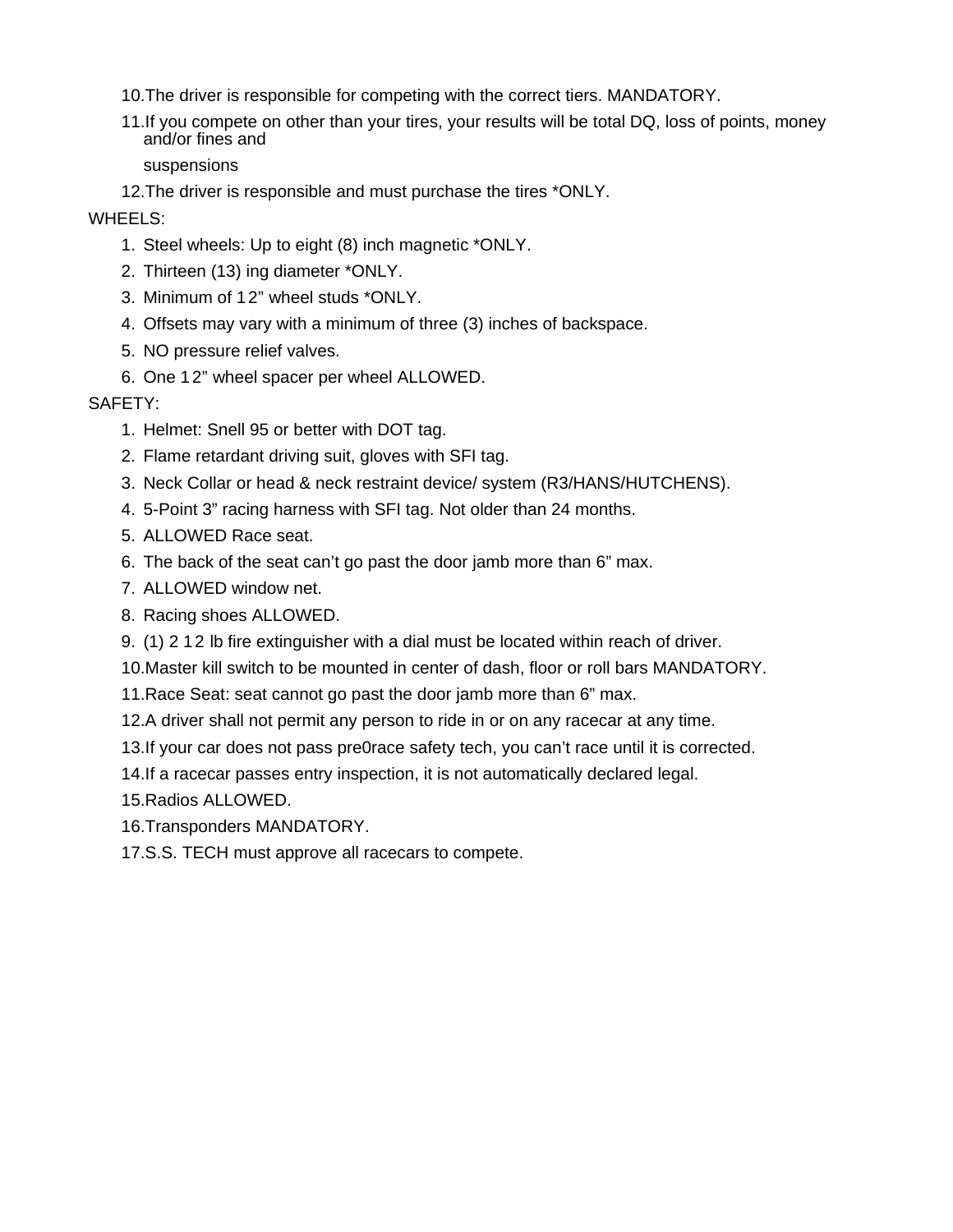10. The driver is responsible for competing with the correct tiers. MANDATORY.
11. If you compete on other than your tires, your results will be total DQ, loss of points, money and/or fines and
    suspensions
12. The driver is responsible and must purchase the tires *ONLY.

WHEELS:

1. Steel wheels: Up to eight (8) inch magnetic *ONLY.
2. Thirteen (13) ing diameter *ONLY.
3. Minimum of 1 2” wheel studs *ONLY.
4. Offsets may vary with a minimum of three (3) inches of backspace.
5. NO pressure relief valves.
6. One 1 2” wheel spacer per wheel ALLOWED.

SAFETY:

1. Helmet: Snell 95 or better with DOT tag.
2. Flame retardant driving suit, gloves with SFI tag.
3. Neck Collar or head & neck restraint device/ system (R3/HANS/HUTCHENS).
4. 5-Point 3” racing harness with SFI tag. Not older than 24 months.
5. ALLOWED Race seat.
6. The back of the seat can’t go past the door jamb more than 6” max.
7. ALLOWED window net.
8. Racing shoes ALLOWED.
9. (1) 2 1 2 lb fire extinguisher with a dial must be located within reach of driver.
10. Master kill switch to be mounted in center of dash, floor or roll bars MANDATORY.
11. Race Seat: seat cannot go past the door jamb more than 6” max.
12. A driver shall not permit any person to ride in or on any racecar at any time.
13. If your car does not pass pre0race safety tech, you can’t race until it is corrected.
14. If a racecar passes entry inspection, it is not automatically declared legal.
15. Radios ALLOWED.
16. Transponders MANDATORY.
17. S.S. TECH must approve all racecars to compete.